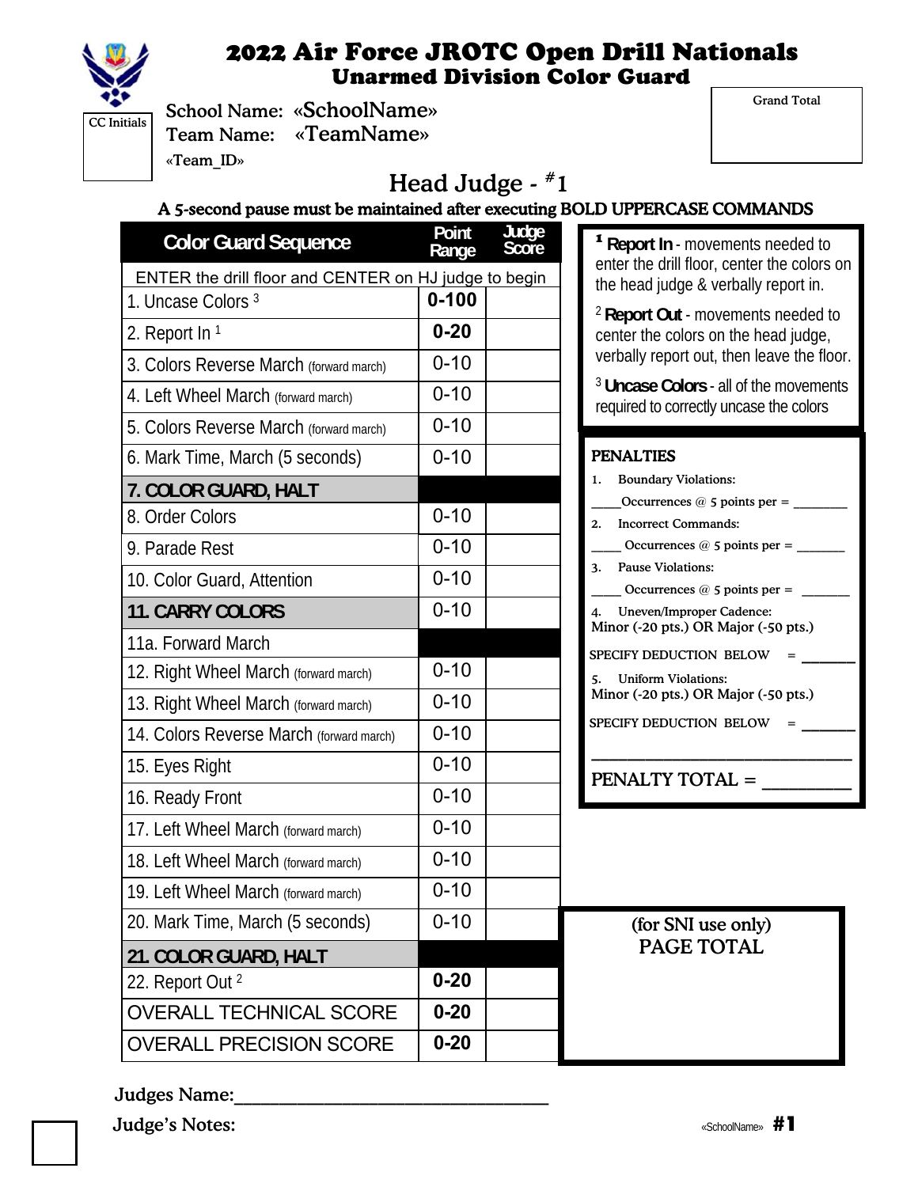# 2022 Air Force JROTC Open Drill Nationals

## Unarmed Division Color Guard

CC Initials

School Name: «SchoolName»

Team Name: «TeamName»

«Team_ID»

Grand Total

## Head Judge - #1

**A 5-second pause must be maintained after executing BOLD UPPERCASE COMMANDS**

| Color Guard Sequence | Point Range | Judge Score |
|---|---|---|
| ENTER the drill floor and CENTER on HJ judge to begin | | |
| 1. Uncase Colors [3] | **0-100** | |
| 2. Report In [1] | **0-20** | |
| 3. Colors Reverse March (forward march) | 0-10 | |
| 4. Left Wheel March (forward march) | 0-10 | |
| 5. Colors Reverse March (forward march) | 0-10 | |
| 6. Mark Time, March (5 seconds) | 0-10 | |
| **7. COLOR GUARD, HALT** | | |
| 8. Order Colors | 0-10 | |
| 9. Parade Rest | 0-10 | |
| 10. Color Guard, Attention | 0-10 | |
| **11. CARRY COLORS** | 0-10 | |
| 11a. Forward March | | |
| 12. Right Wheel March (forward march) | 0-10 | |
| 13. Right Wheel March (forward march) | 0-10 | |
| 14. Colors Reverse March (forward march) | 0-10 | |
| 15. Eyes Right | 0-10 | |
| 16. Ready Front | 0-10 | |
| 17. Left Wheel March (forward march) | 0-10 | |
| 18. Left Wheel March (forward march) | 0-10 | |
| 19. Left Wheel March (forward march) | 0-10 | |
| 20. Mark Time, March (5 seconds) | 0-10 | |
| **21. COLOR GUARD, HALT** | | |
| 22. Report Out [2] | **0-20** | |
| OVERALL TECHNICAL SCORE | **0-20** | |
| OVERALL PRECISION SCORE | **0-20** | |

[1] **Report In** - movements needed to enter the drill floor, center the colors on the head judge & verbally report in.

[2] **Report Out** - movements needed to center the colors on the head judge, verbally report out, then leave the floor.

[3] **Uncase Colors** - all of the movements required to correctly uncase the colors

**PENALTIES**

1. Boundary Violations:
   ____Occurrences @ 5 points per = ________
2. Incorrect Commands:
   ____ Occurrences @ 5 points per = _______
3. Pause Violations:
   ____ Occurrences @ 5 points per = _______
4. Uneven/Improper Cadence:
   Minor (-20 pts.) OR Major (-50 pts.)
   SPECIFY DEDUCTION BELOW = _______
5. Uniform Violations:
   Minor (-20 pts.) OR Major (-50 pts.)
   SPECIFY DEDUCTION BELOW = _______

PENALTY TOTAL = __________

(for SNI use only)
PAGE TOTAL

Judges Name:________________________________

Judge's Notes:

«SchoolName» **#1**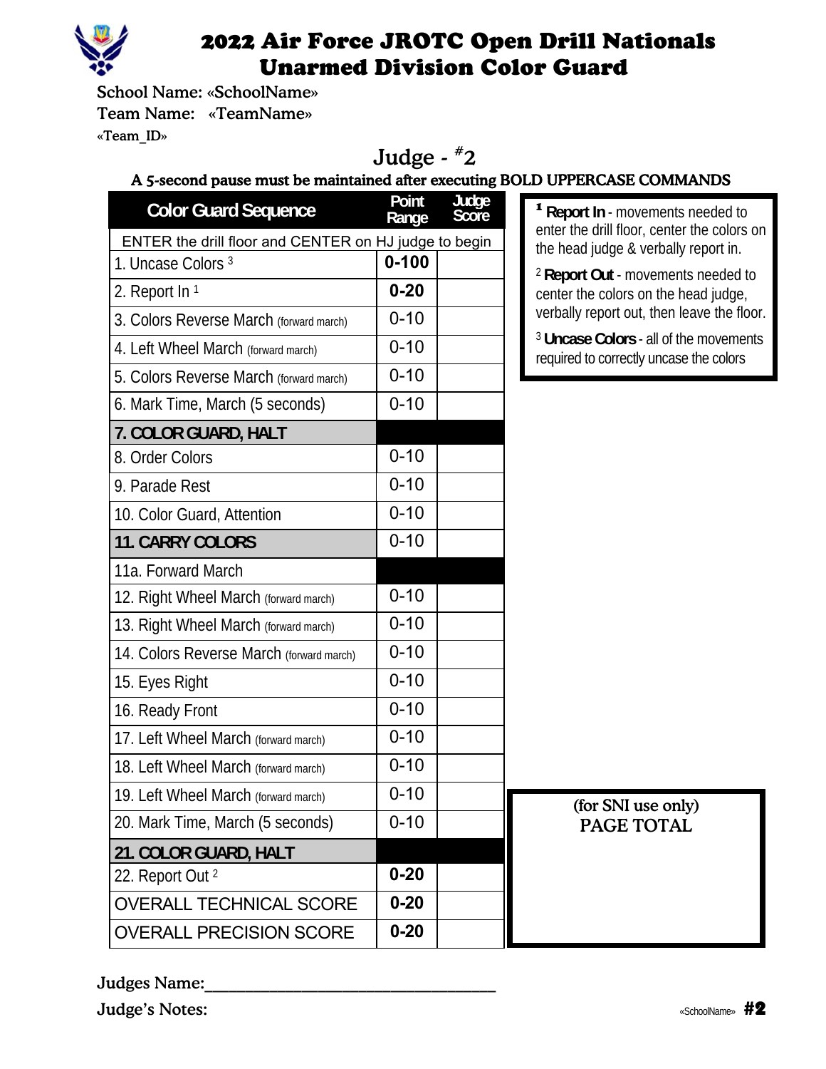# 2022 Air Force JROTC Open Drill Nationals
# Unarmed Division Color Guard

School Name: «SchoolName»
Team Name: «TeamName»
«Team_ID»

## Judge - #2

**A 5-second pause must be maintained after executing BOLD UPPERCASE COMMANDS**

| Color Guard Sequence | Point Range | Judge Score |
|---|---|---|
| ENTER the drill floor and CENTER on HJ judge to begin | | |
| 1. Uncase Colors [3] | **0-100** | |
| 2. Report In [1] | **0-20** | |
| 3. Colors Reverse March (forward march) | 0-10 | |
| 4. Left Wheel March (forward march) | 0-10 | |
| 5. Colors Reverse March (forward march) | 0-10 | |
| 6. Mark Time, March (5 seconds) | 0-10 | |
| **7. COLOR GUARD, HALT** | | |
| 8. Order Colors | 0-10 | |
| 9. Parade Rest | 0-10 | |
| 10. Color Guard, Attention | 0-10 | |
| **11. CARRY COLORS** | 0-10 | |
| 11a. Forward March | | |
| 12. Right Wheel March (forward march) | 0-10 | |
| 13. Right Wheel March (forward march) | 0-10 | |
| 14. Colors Reverse March (forward march) | 0-10 | |
| 15. Eyes Right | 0-10 | |
| 16. Ready Front | 0-10 | |
| 17. Left Wheel March (forward march) | 0-10 | |
| 18. Left Wheel March (forward march) | 0-10 | |
| 19. Left Wheel March (forward march) | 0-10 | |
| 20. Mark Time, March (5 seconds) | 0-10 | |
| **21. COLOR GUARD, HALT** | | |
| 22. Report Out [2] | **0-20** | |
| OVERALL TECHNICAL SCORE | **0-20** | |
| OVERALL PRECISION SCORE | **0-20** | |

[1] **Report In** - movements needed to enter the drill floor, center the colors on the head judge & verbally report in.

[2] **Report Out** - movements needed to center the colors on the head judge, verbally report out, then leave the floor.

[3] **Uncase Colors** - all of the movements required to correctly uncase the colors

(for SNI use only)
PAGE TOTAL

Judges Name:______________________________

Judge's Notes: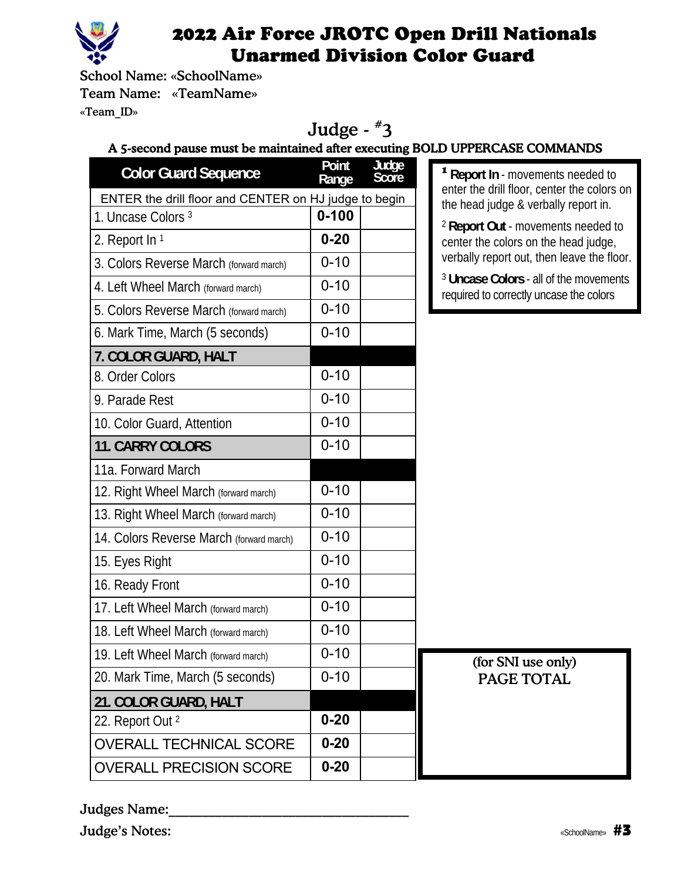# 2022 Air Force JROTC Open Drill Nationals
# Unarmed Division Color Guard

School Name: «SchoolName»

Team Name: «TeamName»

«Team_ID»

## Judge - #3

**A 5-second pause must be maintained after executing BOLD UPPERCASE COMMANDS**

| Color Guard Sequence | Point Range | Judge Score |
|---|---|---|
| ENTER the drill floor and CENTER on HJ judge to begin | | |
| 1. Uncase Colors [3] | **0-100** | |
| 2. Report In [1] | **0-20** | |
| 3. Colors Reverse March (forward march) | 0-10 | |
| 4. Left Wheel March (forward march) | 0-10 | |
| 5. Colors Reverse March (forward march) | 0-10 | |
| 6. Mark Time, March (5 seconds) | 0-10 | |
| **7. COLOR GUARD, HALT** | | |
| 8. Order Colors | 0-10 | |
| 9. Parade Rest | 0-10 | |
| 10. Color Guard, Attention | 0-10 | |
| **11. CARRY COLORS** | 0-10 | |
| 11a. Forward March | | |
| 12. Right Wheel March (forward march) | 0-10 | |
| 13. Right Wheel March (forward march) | 0-10 | |
| 14. Colors Reverse March (forward march) | 0-10 | |
| 15. Eyes Right | 0-10 | |
| 16. Ready Front | 0-10 | |
| 17. Left Wheel March (forward march) | 0-10 | |
| 18. Left Wheel March (forward march) | 0-10 | |
| 19. Left Wheel March (forward march) | 0-10 | |
| 20. Mark Time, March (5 seconds) | 0-10 | |
| **21. COLOR GUARD, HALT** | | |
| 22. Report Out [2] | **0-20** | |
| OVERALL TECHNICAL SCORE | **0-20** | |
| OVERALL PRECISION SCORE | **0-20** | |

[1] **Report In** - movements needed to enter the drill floor, center the colors on the head judge & verbally report in.

[2] **Report Out** - movements needed to center the colors on the head judge, verbally report out, then leave the floor.

[3] **Uncase Colors** - all of the movements required to correctly uncase the colors

(for SNI use only)
PAGE TOTAL

Judges Name:______________________________

Judge's Notes:

«SchoolName» **#3**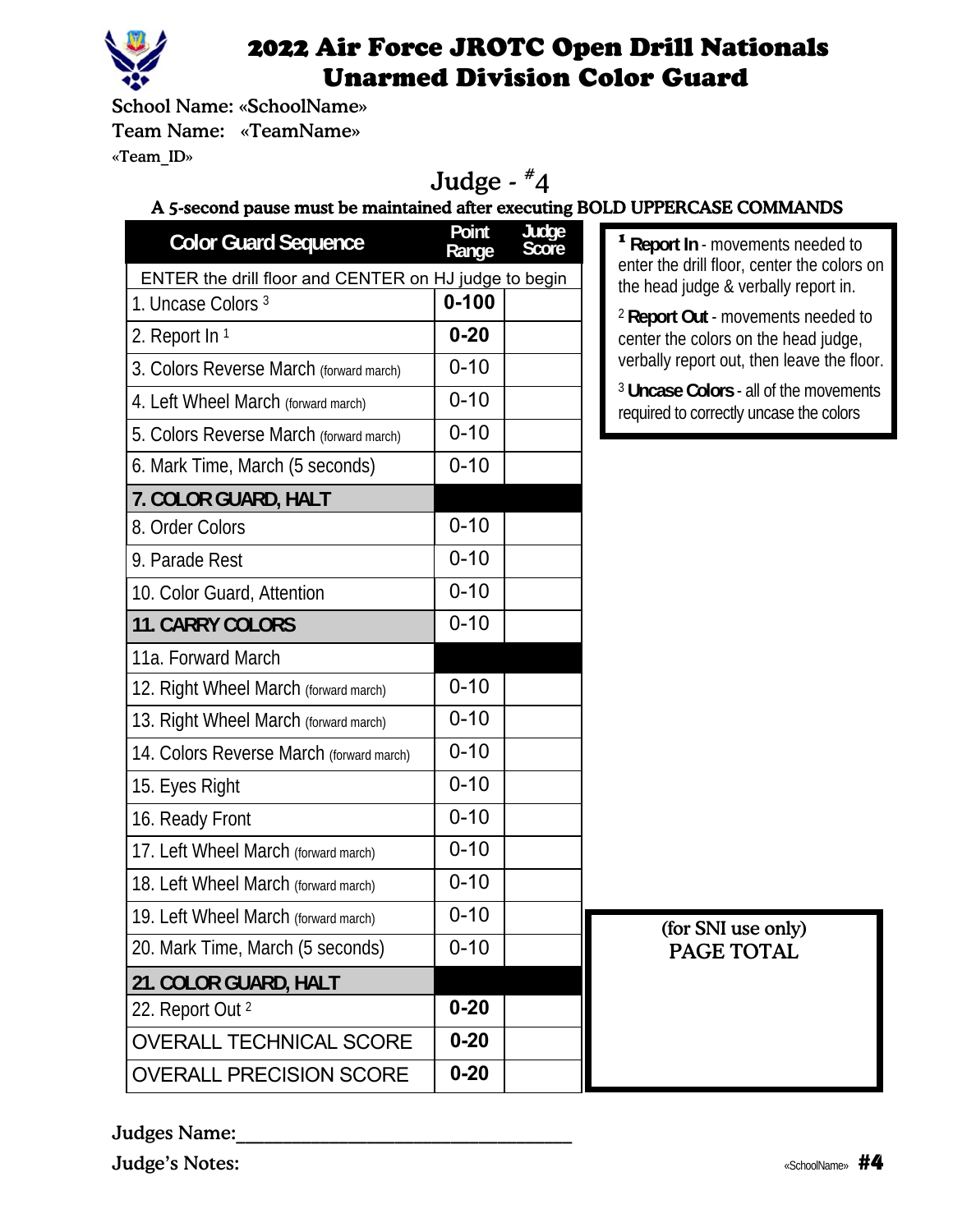# 2022 Air Force JROTC Open Drill Nationals
# Unarmed Division Color Guard

School Name: «SchoolName»
Team Name: «TeamName»
«Team_ID»

## Judge - #4

**A 5-second pause must be maintained after executing BOLD UPPERCASE COMMANDS**

| Color Guard Sequence | Point Range | Judge Score |
|---|---|---|
| ENTER the drill floor and CENTER on HJ judge to begin | | |
| 1. Uncase Colors [3] | **0-100** | |
| 2. Report In [1] | **0-20** | |
| 3. Colors Reverse March (forward march) | 0-10 | |
| 4. Left Wheel March (forward march) | 0-10 | |
| 5. Colors Reverse March (forward march) | 0-10 | |
| 6. Mark Time, March (5 seconds) | 0-10 | |
| **7. COLOR GUARD, HALT** | | |
| 8. Order Colors | 0-10 | |
| 9. Parade Rest | 0-10 | |
| 10. Color Guard, Attention | 0-10 | |
| **11. CARRY COLORS** | 0-10 | |
| 11a. Forward March | | |
| 12. Right Wheel March (forward march) | 0-10 | |
| 13. Right Wheel March (forward march) | 0-10 | |
| 14. Colors Reverse March (forward march) | 0-10 | |
| 15. Eyes Right | 0-10 | |
| 16. Ready Front | 0-10 | |
| 17. Left Wheel March (forward march) | 0-10 | |
| 18. Left Wheel March (forward march) | 0-10 | |
| 19. Left Wheel March (forward march) | 0-10 | |
| 20. Mark Time, March (5 seconds) | 0-10 | |
| **21. COLOR GUARD, HALT** | | |
| 22. Report Out [2] | **0-20** | |
| OVERALL TECHNICAL SCORE | **0-20** | |
| OVERALL PRECISION SCORE | **0-20** | |

[1] **Report In** - movements needed to enter the drill floor, center the colors on the head judge & verbally report in.

[2] **Report Out** - movements needed to center the colors on the head judge, verbally report out, then leave the floor.

[3] **Uncase Colors** - all of the movements required to correctly uncase the colors

(for SNI use only)
PAGE TOTAL

Judges Name:___________________________________

Judge's Notes:

«SchoolName» **#4**